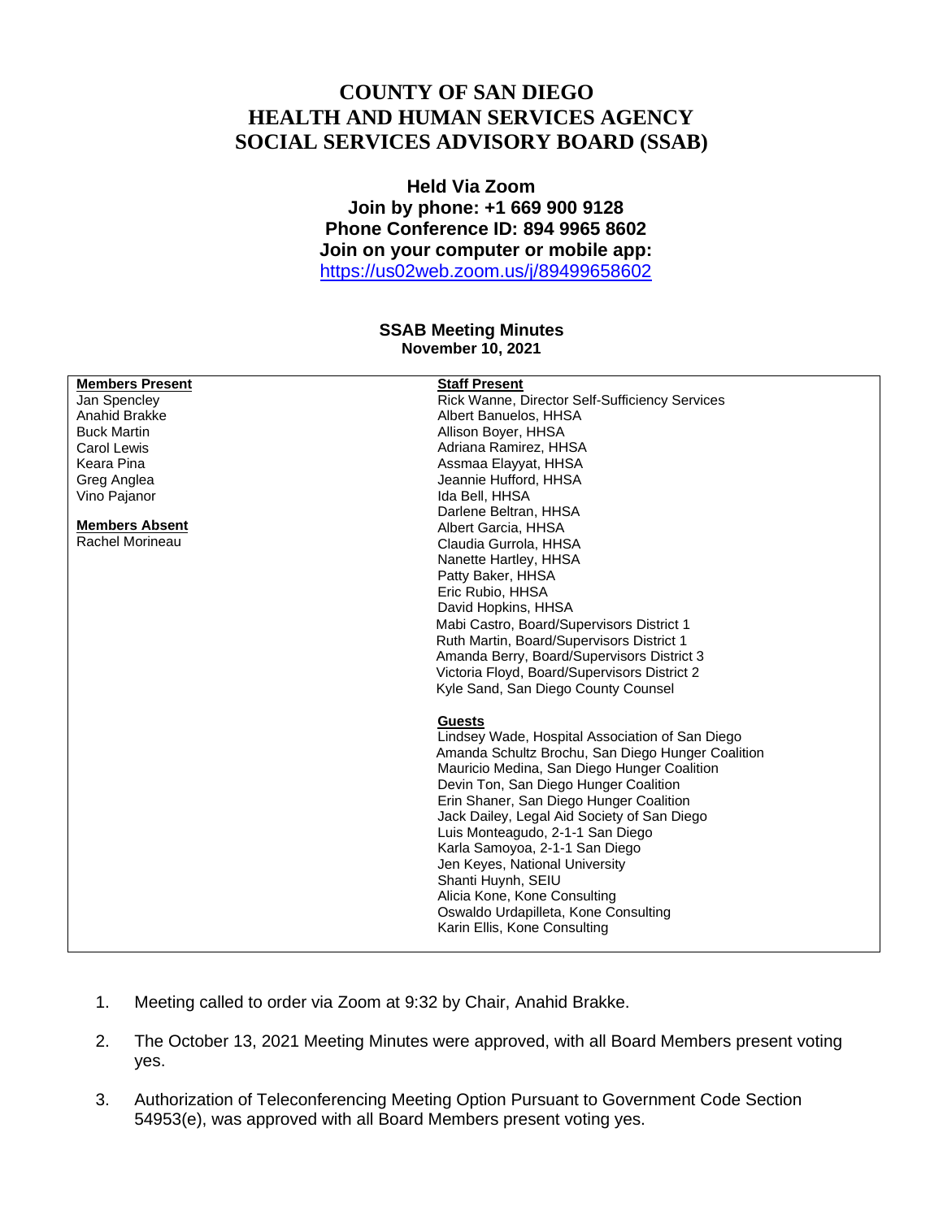# COUNTY OF SAN DIEGO
# HEALTH AND HUMAN SERVICES AGENCY
# SOCIAL SERVICES ADVISORY BOARD (SSAB)

**Held Via Zoom**
**Join by phone: +1 669 900 9128**
**Phone Conference ID: 894 9965 8602**
**Join on your computer or mobile app:**
https://us02web.zoom.us/j/89499658602

## SSAB Meeting Minutes
**November 10, 2021**

**Members Present**
Jan Spencley
Anahid Brakke
Buck Martin
Carol Lewis
Keara Pina
Greg Anglea
Vino Pajanor

**Members Absent**
Rachel Morineau

**Staff Present**
Rick Wanne, Director Self-Sufficiency Services
Albert Banuelos, HHSA
Allison Boyer, HHSA
Adriana Ramirez, HHSA
Assmaa Elayyat, HHSA
Jeannie Hufford, HHSA
Ida Bell, HHSA
Darlene Beltran, HHSA
Albert Garcia, HHSA
Claudia Gurrola, HHSA
Nanette Hartley, HHSA
Patty Baker, HHSA
Eric Rubio, HHSA
David Hopkins, HHSA
Mabi Castro, Board/Supervisors District 1
Ruth Martin, Board/Supervisors District 1
Amanda Berry, Board/Supervisors District 3
Victoria Floyd, Board/Supervisors District 2
Kyle Sand, San Diego County Counsel

**Guests**
Lindsey Wade, Hospital Association of San Diego
Amanda Schultz Brochu, San Diego Hunger Coalition
Mauricio Medina, San Diego Hunger Coalition
Devin Ton, San Diego Hunger Coalition
Erin Shaner, San Diego Hunger Coalition
Jack Dailey, Legal Aid Society of San Diego
Luis Monteagudo, 2-1-1 San Diego
Karla Samoyoa, 2-1-1 San Diego
Jen Keyes, National University
Shanti Huynh, SEIU
Alicia Kone, Kone Consulting
Oswaldo Urdapilleta, Kone Consulting
Karin Ellis, Kone Consulting

1. Meeting called to order via Zoom at 9:32 by Chair, Anahid Brakke.

2. The October 13, 2021 Meeting Minutes were approved, with all Board Members present voting yes.

3. Authorization of Teleconferencing Meeting Option Pursuant to Government Code Section 54953(e), was approved with all Board Members present voting yes.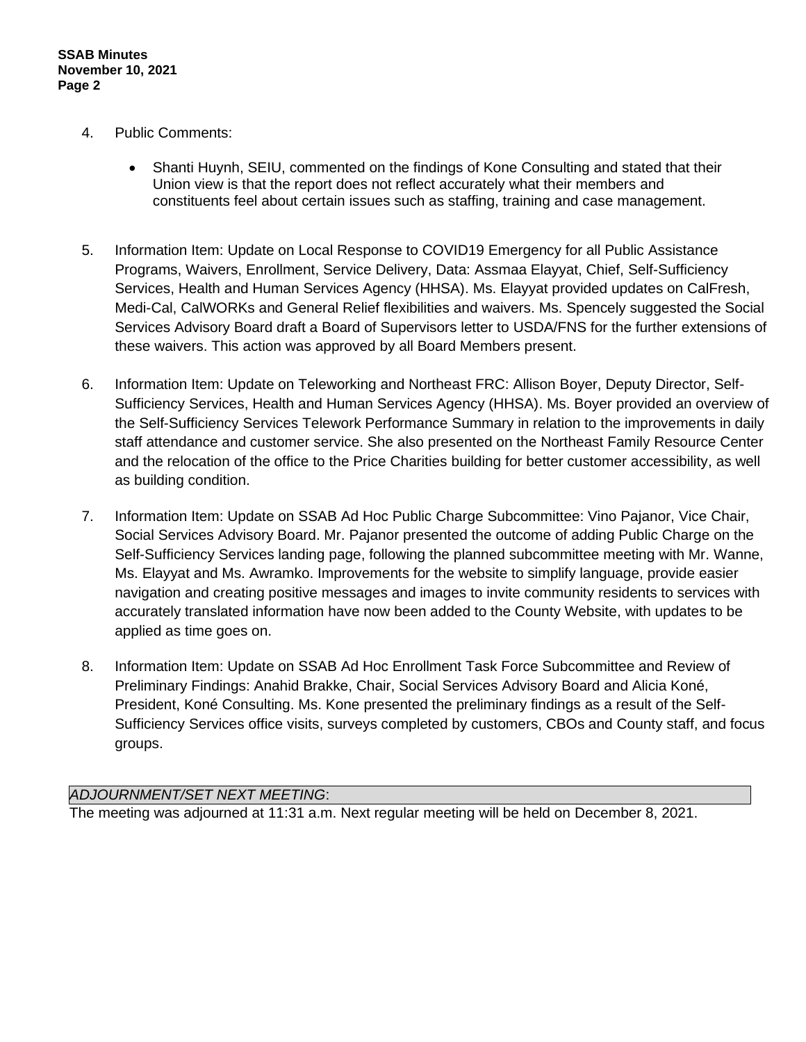4. Public Comments:

   - Shanti Huynh, SEIU, commented on the findings of Kone Consulting and stated that their Union view is that the report does not reflect accurately what their members and constituents feel about certain issues such as staffing, training and case management.

5. Information Item: Update on Local Response to COVID19 Emergency for all Public Assistance Programs, Waivers, Enrollment, Service Delivery, Data: Assmaa Elayyat, Chief, Self-Sufficiency Services, Health and Human Services Agency (HHSA). Ms. Elayyat provided updates on CalFresh, Medi-Cal, CalWORKs and General Relief flexibilities and waivers. Ms. Spencely suggested the Social Services Advisory Board draft a Board of Supervisors letter to USDA/FNS for the further extensions of these waivers. This action was approved by all Board Members present.

6. Information Item: Update on Teleworking and Northeast FRC: Allison Boyer, Deputy Director, Self-Sufficiency Services, Health and Human Services Agency (HHSA). Ms. Boyer provided an overview of the Self-Sufficiency Services Telework Performance Summary in relation to the improvements in daily staff attendance and customer service. She also presented on the Northeast Family Resource Center and the relocation of the office to the Price Charities building for better customer accessibility, as well as building condition.

7. Information Item: Update on SSAB Ad Hoc Public Charge Subcommittee: Vino Pajanor, Vice Chair, Social Services Advisory Board. Mr. Pajanor presented the outcome of adding Public Charge on the Self-Sufficiency Services landing page, following the planned subcommittee meeting with Mr. Wanne, Ms. Elayyat and Ms. Awramko. Improvements for the website to simplify language, provide easier navigation and creating positive messages and images to invite community residents to services with accurately translated information have now been added to the County Website, with updates to be applied as time goes on.

8. Information Item: Update on SSAB Ad Hoc Enrollment Task Force Subcommittee and Review of Preliminary Findings: Anahid Brakke, Chair, Social Services Advisory Board and Alicia Koné, President, Koné Consulting. Ms. Kone presented the preliminary findings as a result of the Self-Sufficiency Services office visits, surveys completed by customers, CBOs and County staff, and focus groups.

*ADJOURNMENT/SET NEXT MEETING*:

The meeting was adjourned at 11:31 a.m. Next regular meeting will be held on December 8, 2021.